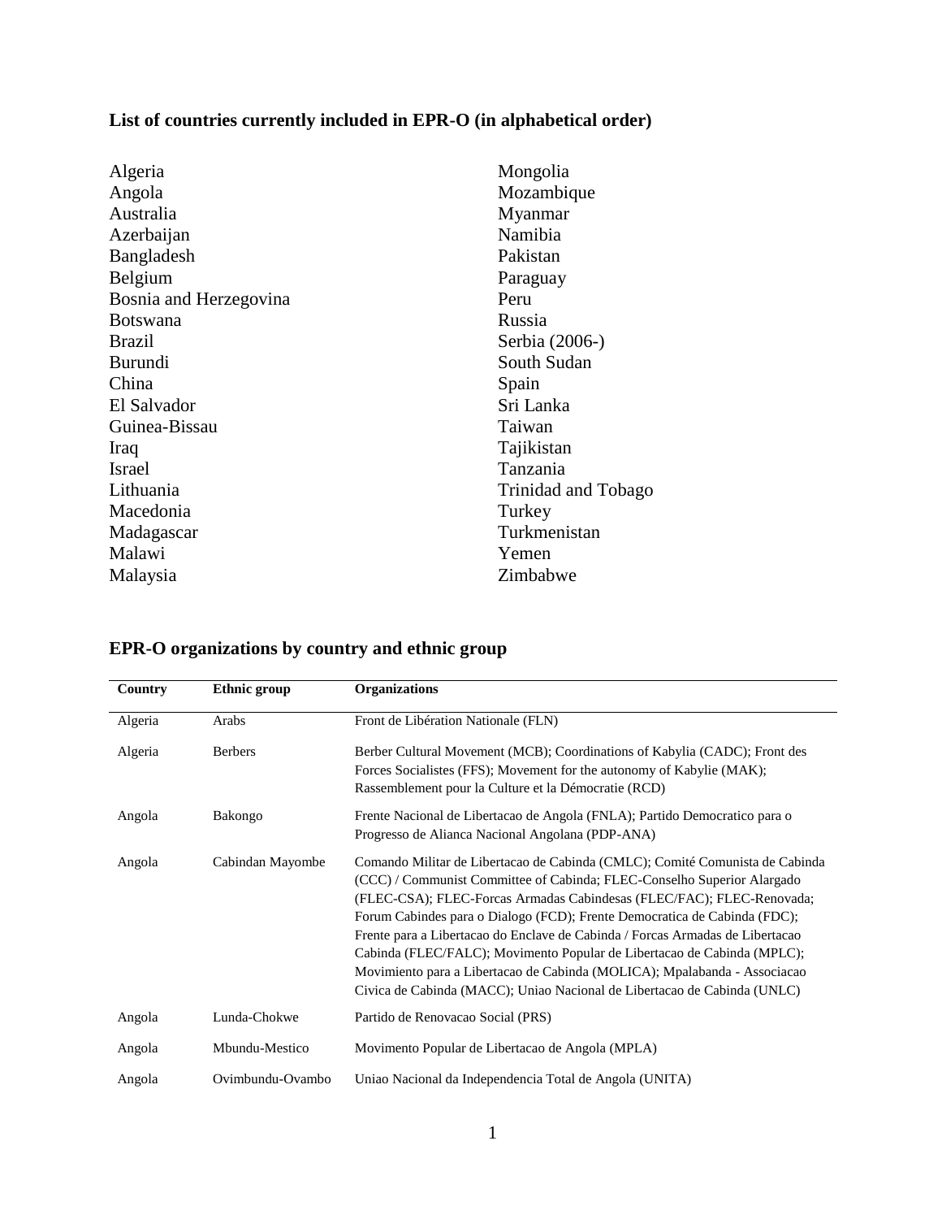## List of countries currently included in EPR-O (in alphabetical order)

Algeria
Angola
Australia
Azerbaijan
Bangladesh
Belgium
Bosnia and Herzegovina
Botswana
Brazil
Burundi
China
El Salvador
Guinea-Bissau
Iraq
Israel
Lithuania
Macedonia
Madagascar
Malawi
Malaysia
Mongolia
Mozambique
Myanmar
Namibia
Pakistan
Paraguay
Peru
Russia
Serbia (2006-)
South Sudan
Spain
Sri Lanka
Taiwan
Tajikistan
Tanzania
Trinidad and Tobago
Turkey
Turkmenistan
Yemen
Zimbabwe

## EPR-O organizations by country and ethnic group

| Country | Ethnic group | Organizations |
|---|---|---|
| Algeria | Arabs | Front de Libération Nationale (FLN) |
| Algeria | Berbers | Berber Cultural Movement (MCB); Coordinations of Kabylia (CADC); Front des Forces Socialistes (FFS); Movement for the autonomy of Kabylie (MAK); Rassemblement pour la Culture et la Démocratie (RCD) |
| Angola | Bakongo | Frente Nacional de Libertacao de Angola (FNLA); Partido Democratico para o Progresso de Alianca Nacional Angolana (PDP-ANA) |
| Angola | Cabindan Mayombe | Comando Militar de Libertacao de Cabinda (CMLC); Comité Comunista de Cabinda (CCC) / Communist Committee of Cabinda; FLEC-Conselho Superior Alargado (FLEC-CSA); FLEC-Forcas Armadas Cabindesas (FLEC/FAC); FLEC-Renovada; Forum Cabindes para o Dialogo (FCD); Frente Democratica de Cabinda (FDC); Frente para a Libertacao do Enclave de Cabinda / Forcas Armadas de Libertacao Cabinda (FLEC/FALC); Movimento Popular de Libertacao de Cabinda (MPLC); Movimiento para a Libertacao de Cabinda (MOLICA); Mpalabanda - Associacao Civica de Cabinda (MACC); Uniao Nacional de Libertacao de Cabinda (UNLC) |
| Angola | Lunda-Chokwe | Partido de Renovacao Social (PRS) |
| Angola | Mbundu-Mestico | Movimento Popular de Libertacao de Angola (MPLA) |
| Angola | Ovimbundu-Ovambo | Uniao Nacional da Independencia Total de Angola (UNITA) |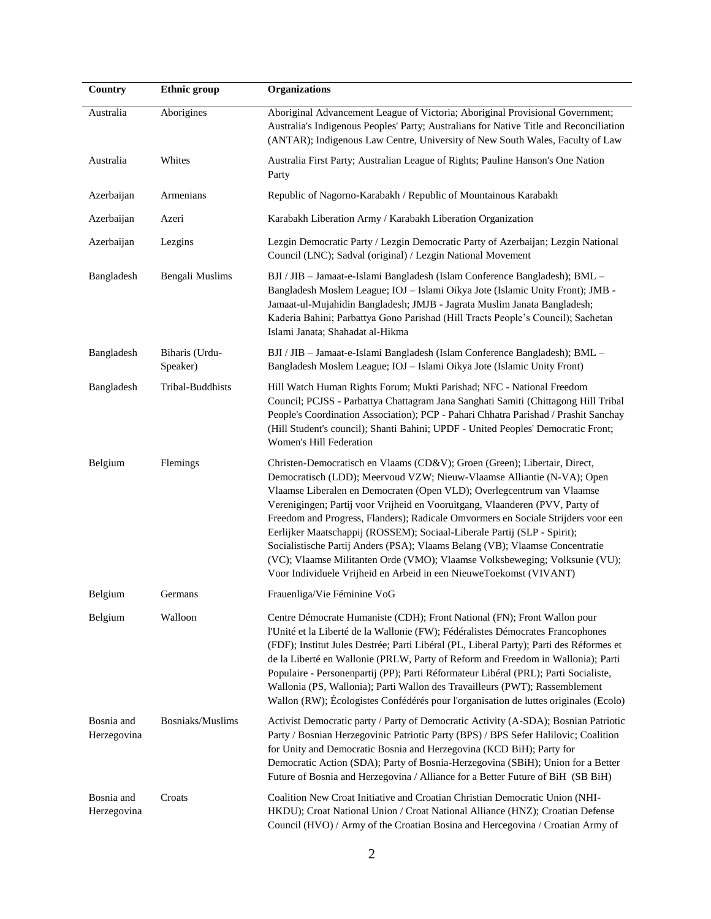| Country | Ethnic group | Organizations |
|---|---|---|
| Australia | Aborigines | Aboriginal Advancement League of Victoria; Aboriginal Provisional Government; Australia's Indigenous Peoples' Party; Australians for Native Title and Reconciliation (ANTAR); Indigenous Law Centre, University of New South Wales, Faculty of Law |
| Australia | Whites | Australia First Party; Australian League of Rights; Pauline Hanson's One Nation Party |
| Azerbaijan | Armenians | Republic of Nagorno-Karabakh / Republic of Mountainous Karabakh |
| Azerbaijan | Azeri | Karabakh Liberation Army / Karabakh Liberation Organization |
| Azerbaijan | Lezgins | Lezgin Democratic Party / Lezgin Democratic Party of Azerbaijan; Lezgin National Council (LNC); Sadval (original) / Lezgin National Movement |
| Bangladesh | Bengali Muslims | BJI / JIB – Jamaat-e-Islami Bangladesh (Islam Conference Bangladesh); BML – Bangladesh Moslem League; IOJ – Islami Oikya Jote (Islamic Unity Front); JMB - Jamaat-ul-Mujahidin Bangladesh; JMJB - Jagrata Muslim Janata Bangladesh; Kaderia Bahini; Parbattya Gono Parishad (Hill Tracts People's Council); Sachetan Islami Janata; Shahadat al-Hikma |
| Bangladesh | Biharis (Urdu-Speaker) | BJI / JIB – Jamaat-e-Islami Bangladesh (Islam Conference Bangladesh); BML – Bangladesh Moslem League; IOJ – Islami Oikya Jote (Islamic Unity Front) |
| Bangladesh | Tribal-Buddhists | Hill Watch Human Rights Forum; Mukti Parishad; NFC - National Freedom Council; PCJSS - Parbattya Chattagram Jana Sanghati Samiti (Chittagong Hill Tribal People's Coordination Association); PCP - Pahari Chhatra Parishad / Prashit Sanchay (Hill Student's council); Shanti Bahini; UPDF - United Peoples' Democratic Front; Women's Hill Federation |
| Belgium | Flemings | Christen-Democratisch en Vlaams (CD&V); Groen (Green); Libertair, Direct, Democratisch (LDD); Meervoud VZW; Nieuw-Vlaamse Alliantie (N-VA); Open Vlaamse Liberalen en Democraten (Open VLD); Overlegcentrum van Vlaamse Verenigingen; Partij voor Vrijheid en Vooruitgang, Vlaanderen (PVV, Party of Freedom and Progress, Flanders); Radicale Omvormers en Sociale Strijders voor een Eerlijker Maatschappij (ROSSEM); Sociaal-Liberale Partij (SLP - Spirit); Socialistische Partij Anders (PSA); Vlaams Belang (VB); Vlaamse Concentratie (VC); Vlaamse Militanten Orde (VMO); Vlaamse Volksbeweging; Volksunie (VU); Voor Individuele Vrijheid en Arbeid in een NieuweToekomst (VIVANT) |
| Belgium | Germans | Frauenliga/Vie Féminine VoG |
| Belgium | Walloon | Centre Démocrate Humaniste (CDH); Front National (FN); Front Wallon pour l'Unité et la Liberté de la Wallonie (FW); Fédéralistes Démocrates Francophones (FDF); Institut Jules Destrée; Parti Libéral (PL, Liberal Party); Parti des Réformes et de la Liberté en Wallonie (PRLW, Party of Reform and Freedom in Wallonia); Parti Populaire - Personenpartij (PP); Parti Réformateur Libéral (PRL); Parti Socialiste, Wallonia (PS, Wallonia); Parti Wallon des Travailleurs (PWT); Rassemblement Wallon (RW); Écologistes Confédérés pour l'organisation de luttes originales (Ecolo) |
| Bosnia and Herzegovina | Bosniaks/Muslims | Activist Democratic party / Party of Democratic Activity (A-SDA); Bosnian Patriotic Party / Bosnian Herzegovinic Patriotic Party (BPS) / BPS Sefer Halilovic; Coalition for Unity and Democratic Bosnia and Herzegovina (KCD BiH); Party for Democratic Action (SDA); Party of Bosnia-Herzegovina (SBiH); Union for a Better Future of Bosnia and Herzegovina / Alliance for a Better Future of BiH (SB BiH) |
| Bosnia and Herzegovina | Croats | Coalition New Croat Initiative and Croatian Christian Democratic Union (NHI-HKDU); Croat National Union / Croat National Alliance (HNZ); Croatian Defense Council (HVO) / Army of the Croatian Bosina and Hercegovina / Croatian Army of |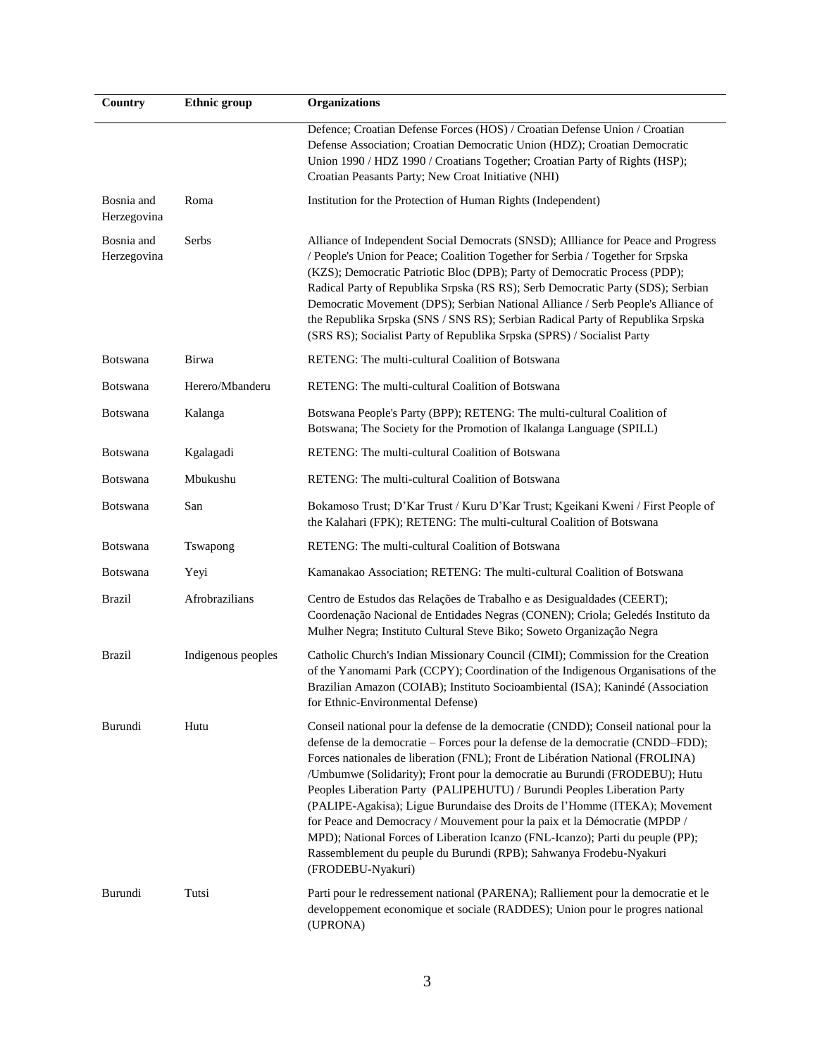| Country | Ethnic group | Organizations |
|---|---|---|
| | | Defence; Croatian Defense Forces (HOS) / Croatian Defense Union / Croatian Defense Association; Croatian Democratic Union (HDZ); Croatian Democratic Union 1990 / HDZ 1990 / Croatians Together; Croatian Party of Rights (HSP); Croatian Peasants Party; New Croat Initiative (NHI) |
| Bosnia and Herzegovina | Roma | Institution for the Protection of Human Rights (Independent) |
| Bosnia and Herzegovina | Serbs | Alliance of Independent Social Democrats (SNSD); Allliance for Peace and Progress / People's Union for Peace; Coalition Together for Serbia / Together for Srpska (KZS); Democratic Patriotic Bloc (DPB); Party of Democratic Process (PDP); Radical Party of Republika Srpska (RS RS); Serb Democratic Party (SDS); Serbian Democratic Movement (DPS); Serbian National Alliance / Serb People's Alliance of the Republika Srpska (SNS / SNS RS); Serbian Radical Party of Republika Srpska (SRS RS); Socialist Party of Republika Srpska (SPRS) / Socialist Party |
| Botswana | Birwa | RETENG: The multi-cultural Coalition of Botswana |
| Botswana | Herero/Mbanderu | RETENG: The multi-cultural Coalition of Botswana |
| Botswana | Kalanga | Botswana People's Party (BPP); RETENG: The multi-cultural Coalition of Botswana; The Society for the Promotion of Ikalanga Language (SPILL) |
| Botswana | Kgalagadi | RETENG: The multi-cultural Coalition of Botswana |
| Botswana | Mbukushu | RETENG: The multi-cultural Coalition of Botswana |
| Botswana | San | Bokamoso Trust; D'Kar Trust / Kuru D'Kar Trust; Kgeikani Kweni / First People of the Kalahari (FPK); RETENG: The multi-cultural Coalition of Botswana |
| Botswana | Tswapong | RETENG: The multi-cultural Coalition of Botswana |
| Botswana | Yeyi | Kamanakao Association; RETENG: The multi-cultural Coalition of Botswana |
| Brazil | Afrobrazilians | Centro de Estudos das Relações de Trabalho e as Desigualdades (CEERT); Coordenação Nacional de Entidades Negras (CONEN); Criola; Geledés Instituto da Mulher Negra; Instituto Cultural Steve Biko; Soweto Organização Negra |
| Brazil | Indigenous peoples | Catholic Church's Indian Missionary Council (CIMI); Commission for the Creation of the Yanomami Park (CCPY); Coordination of the Indigenous Organisations of the Brazilian Amazon (COIAB); Instituto Socioambiental (ISA); Kanindé (Association for Ethnic-Environmental Defense) |
| Burundi | Hutu | Conseil national pour la defense de la democratie (CNDD); Conseil national pour la defense de la democratie – Forces pour la defense de la democratie (CNDD–FDD); Forces nationales de liberation (FNL); Front de Libération National (FROLINA) /Umbumwe (Solidarity); Front pour la democratie au Burundi (FRODEBU); Hutu Peoples Liberation Party (PALIPEHUTU) / Burundi Peoples Liberation Party (PALIPE-Agakisa); Ligue Burundaise des Droits de l'Homme (ITEKA); Movement for Peace and Democracy / Mouvement pour la paix et la Démocratie (MPDP / MPD); National Forces of Liberation Icanzo (FNL-Icanzo); Parti du peuple (PP); Rassemblement du peuple du Burundi (RPB); Sahwanya Frodebu-Nyakuri (FRODEBU-Nyakuri) |
| Burundi | Tutsi | Parti pour le redressement national (PARENA); Ralliement pour la democratie et le developpement economique et sociale (RADDES); Union pour le progres national (UPRONA) |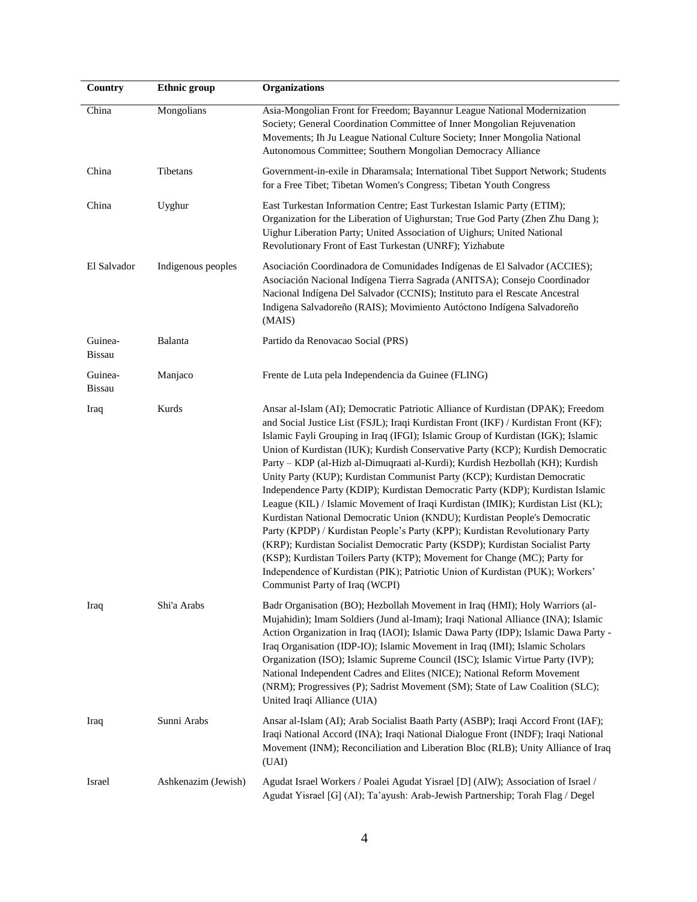| Country | Ethnic group | Organizations |
|---|---|---|
| China | Mongolians | Asia-Mongolian Front for Freedom; Bayannur League National Modernization Society; General Coordination Committee of Inner Mongolian Rejuvenation Movements; Ih Ju League National Culture Society; Inner Mongolia National Autonomous Committee; Southern Mongolian Democracy Alliance |
| China | Tibetans | Government-in-exile in Dharamsala; International Tibet Support Network; Students for a Free Tibet; Tibetan Women's Congress; Tibetan Youth Congress |
| China | Uyghur | East Turkestan Information Centre; East Turkestan Islamic Party (ETIM); Organization for the Liberation of Uighurstan; True God Party (Zhen Zhu Dang ); Uighur Liberation Party; United Association of Uighurs; United National Revolutionary Front of East Turkestan (UNRF); Yizhabute |
| El Salvador | Indigenous peoples | Asociación Coordinadora de Comunidades Indígenas de El Salvador (ACCIES); Asociación Nacional Indígena Tierra Sagrada (ANITSA); Consejo Coordinador Nacional Indígena Del Salvador (CCNIS); Instituto para el Rescate Ancestral Indigena Salvadoreño (RAIS); Movimiento Autóctono Indígena Salvadoreño (MAIS) |
| Guinea-Bissau | Balanta | Partido da Renovacao Social (PRS) |
| Guinea-Bissau | Manjaco | Frente de Luta pela Independencia da Guinee (FLING) |
| Iraq | Kurds | Ansar al-Islam (AI); Democratic Patriotic Alliance of Kurdistan (DPAK); Freedom and Social Justice List (FSJL); Iraqi Kurdistan Front (IKF) / Kurdistan Front (KF); Islamic Fayli Grouping in Iraq (IFGI); Islamic Group of Kurdistan (IGK); Islamic Union of Kurdistan (IUK); Kurdish Conservative Party (KCP); Kurdish Democratic Party – KDP (al-Hizb al-Dimuqraati al-Kurdi); Kurdish Hezbollah (KH); Kurdish Unity Party (KUP); Kurdistan Communist Party (KCP); Kurdistan Democratic Independence Party (KDIP); Kurdistan Democratic Party (KDP); Kurdistan Islamic League (KIL) / Islamic Movement of Iraqi Kurdistan (IMIK); Kurdistan List (KL); Kurdistan National Democratic Union (KNDU); Kurdistan People's Democratic Party (KPDP) / Kurdistan People's Party (KPP); Kurdistan Revolutionary Party (KRP); Kurdistan Socialist Democratic Party (KSDP); Kurdistan Socialist Party (KSP); Kurdistan Toilers Party (KTP); Movement for Change (MC); Party for Independence of Kurdistan (PIK); Patriotic Union of Kurdistan (PUK); Workers' Communist Party of Iraq (WCPI) |
| Iraq | Shi'a Arabs | Badr Organisation (BO); Hezbollah Movement in Iraq (HMI); Holy Warriors (al-Mujahidin); Imam Soldiers (Jund al-Imam); Iraqi National Alliance (INA); Islamic Action Organization in Iraq (IAOI); Islamic Dawa Party (IDP); Islamic Dawa Party - Iraq Organisation (IDP-IO); Islamic Movement in Iraq (IMI); Islamic Scholars Organization (ISO); Islamic Supreme Council (ISC); Islamic Virtue Party (IVP); National Independent Cadres and Elites (NICE); National Reform Movement (NRM); Progressives (P); Sadrist Movement (SM); State of Law Coalition (SLC); United Iraqi Alliance (UIA) |
| Iraq | Sunni Arabs | Ansar al-Islam (AI); Arab Socialist Baath Party (ASBP); Iraqi Accord Front (IAF); Iraqi National Accord (INA); Iraqi National Dialogue Front (INDF); Iraqi National Movement (INM); Reconciliation and Liberation Bloc (RLB); Unity Alliance of Iraq (UAI) |
| Israel | Ashkenazim (Jewish) | Agudat Israel Workers / Poalei Agudat Yisrael [D] (AIW); Association of Israel / Agudat Yisrael [G] (AI); Ta'ayush: Arab-Jewish Partnership; Torah Flag / Degel |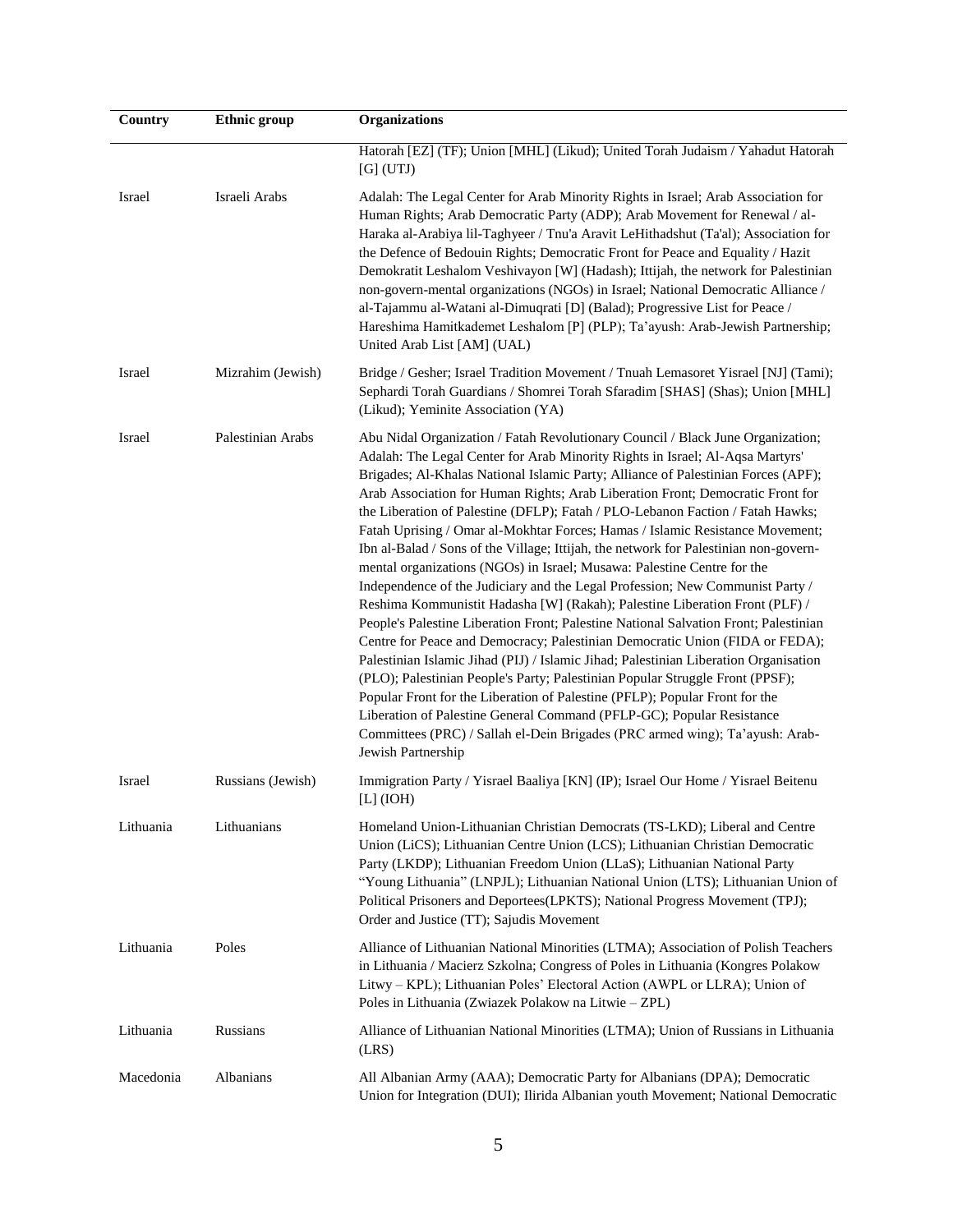| Country | Ethnic group | Organizations |
|---|---|---|
| | | Hatorah [EZ] (TF); Union [MHL] (Likud); United Torah Judaism / Yahadut Hatorah [G] (UTJ) |
| Israel | Israeli Arabs | Adalah: The Legal Center for Arab Minority Rights in Israel; Arab Association for Human Rights; Arab Democratic Party (ADP); Arab Movement for Renewal / al-Haraka al-Arabiya lil-Taghyeer / Tnu'a Aravit LeHithadshut (Ta'al); Association for the Defence of Bedouin Rights; Democratic Front for Peace and Equality / Hazit Demokratit Leshalom Veshivayon [W] (Hadash); Ittijah, the network for Palestinian non-govern-mental organizations (NGOs) in Israel; National Democratic Alliance / al-Tajammu al-Watani al-Dimuqrati [D] (Balad); Progressive List for Peace / Hareshima Hamitkademet Leshalom [P] (PLP); Ta'ayush: Arab-Jewish Partnership; United Arab List [AM] (UAL) |
| Israel | Mizrahim (Jewish) | Bridge / Gesher; Israel Tradition Movement / Tnuah Lemasoret Yisrael [NJ] (Tami); Sephardi Torah Guardians / Shomrei Torah Sfaradim [SHAS] (Shas); Union [MHL] (Likud); Yeminite Association (YA) |
| Israel | Palestinian Arabs | Abu Nidal Organization / Fatah Revolutionary Council / Black June Organization; Adalah: The Legal Center for Arab Minority Rights in Israel; Al-Aqsa Martyrs' Brigades; Al-Khalas National Islamic Party; Alliance of Palestinian Forces (APF); Arab Association for Human Rights; Arab Liberation Front; Democratic Front for the Liberation of Palestine (DFLP); Fatah / PLO-Lebanon Faction / Fatah Hawks; Fatah Uprising / Omar al-Mokhtar Forces; Hamas / Islamic Resistance Movement; Ibn al-Balad / Sons of the Village; Ittijah, the network for Palestinian non-govern-mental organizations (NGOs) in Israel; Musawa: Palestine Centre for the Independence of the Judiciary and the Legal Profession; New Communist Party / Reshima Kommunistit Hadasha [W] (Rakah); Palestine Liberation Front (PLF) / People's Palestine Liberation Front; Palestine National Salvation Front; Palestinian Centre for Peace and Democracy; Palestinian Democratic Union (FIDA or FEDA); Palestinian Islamic Jihad (PIJ) / Islamic Jihad; Palestinian Liberation Organisation (PLO); Palestinian People's Party; Palestinian Popular Struggle Front (PPSF); Popular Front for the Liberation of Palestine (PFLP); Popular Front for the Liberation of Palestine General Command (PFLP-GC); Popular Resistance Committees (PRC) / Sallah el-Dein Brigades (PRC armed wing); Ta'ayush: Arab-Jewish Partnership |
| Israel | Russians (Jewish) | Immigration Party / Yisrael Baaliya [KN] (IP); Israel Our Home / Yisrael Beitenu [L] (IOH) |
| Lithuania | Lithuanians | Homeland Union-Lithuanian Christian Democrats (TS-LKD); Liberal and Centre Union (LiCS); Lithuanian Centre Union (LCS); Lithuanian Christian Democratic Party (LKDP); Lithuanian Freedom Union (LLaS); Lithuanian National Party "Young Lithuania" (LNPJL); Lithuanian National Union (LTS); Lithuanian Union of Political Prisoners and Deportees(LPKTS); National Progress Movement (TPJ); Order and Justice (TT); Sajudis Movement |
| Lithuania | Poles | Alliance of Lithuanian National Minorities (LTMA); Association of Polish Teachers in Lithuania / Macierz Szkolna; Congress of Poles in Lithuania (Kongres Polakow Litwy – KPL); Lithuanian Poles' Electoral Action (AWPL or LLRA); Union of Poles in Lithuania (Zwiazek Polakow na Litwie – ZPL) |
| Lithuania | Russians | Alliance of Lithuanian National Minorities (LTMA); Union of Russians in Lithuania (LRS) |
| Macedonia | Albanians | All Albanian Army (AAA); Democratic Party for Albanians (DPA); Democratic Union for Integration (DUI); Ilirida Albanian youth Movement; National Democratic |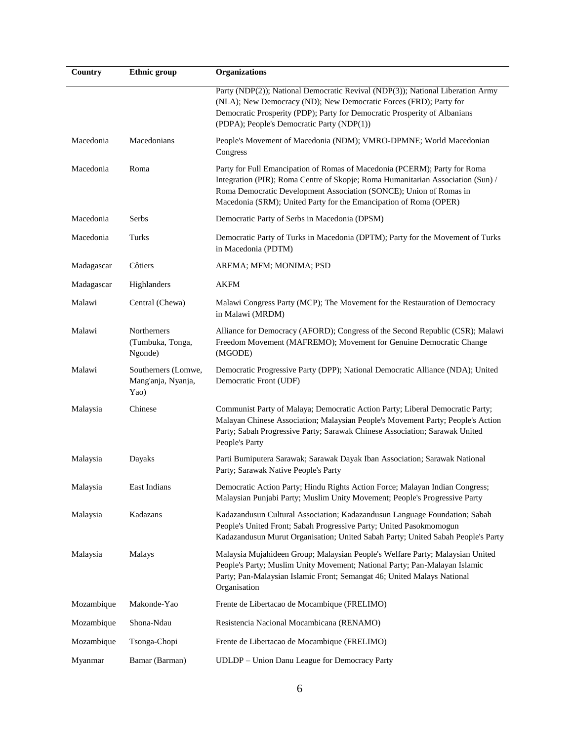| Country | Ethnic group | Organizations |
|---|---|---|
| | | Party (NDP(2)); National Democratic Revival (NDP(3)); National Liberation Army (NLA); New Democracy (ND); New Democratic Forces (FRD); Party for Democratic Prosperity (PDP); Party for Democratic Prosperity of Albanians (PDPA); People's Democratic Party (NDP(1)) |
| Macedonia | Macedonians | People's Movement of Macedonia (NDM); VMRO-DPMNE; World Macedonian Congress |
| Macedonia | Roma | Party for Full Emancipation of Romas of Macedonia (PCERM); Party for Roma Integration (PIR); Roma Centre of Skopje; Roma Humanitarian Association (Sun) / Roma Democratic Development Association (SONCE); Union of Romas in Macedonia (SRM); United Party for the Emancipation of Roma (OPER) |
| Macedonia | Serbs | Democratic Party of Serbs in Macedonia (DPSM) |
| Macedonia | Turks | Democratic Party of Turks in Macedonia (DPTM); Party for the Movement of Turks in Macedonia (PDTM) |
| Madagascar | Côtiers | AREMA; MFM; MONIMA; PSD |
| Madagascar | Highlanders | AKFM |
| Malawi | Central (Chewa) | Malawi Congress Party (MCP); The Movement for the Restauration of Democracy in Malawi (MRDM) |
| Malawi | Northerners (Tumbuka, Tonga, Ngonde) | Alliance for Democracy (AFORD); Congress of the Second Republic (CSR); Malawi Freedom Movement (MAFREMO); Movement for Genuine Democratic Change (MGODE) |
| Malawi | Southerners (Lomwe, Mang'anja, Nyanja, Yao) | Democratic Progressive Party (DPP); National Democratic Alliance (NDA); United Democratic Front (UDF) |
| Malaysia | Chinese | Communist Party of Malaya; Democratic Action Party; Liberal Democratic Party; Malayan Chinese Association; Malaysian People's Movement Party; People's Action Party; Sabah Progressive Party; Sarawak Chinese Association; Sarawak United People's Party |
| Malaysia | Dayaks | Parti Bumiputera Sarawak; Sarawak Dayak Iban Association; Sarawak National Party; Sarawak Native People's Party |
| Malaysia | East Indians | Democratic Action Party; Hindu Rights Action Force; Malayan Indian Congress; Malaysian Punjabi Party; Muslim Unity Movement; People's Progressive Party |
| Malaysia | Kadazans | Kadazandusun Cultural Association; Kadazandusun Language Foundation; Sabah People's United Front; Sabah Progressive Party; United Pasokmomogun Kadazandusun Murut Organisation; United Sabah Party; United Sabah People's Party |
| Malaysia | Malays | Malaysia Mujahideen Group; Malaysian People's Welfare Party; Malaysian United People's Party; Muslim Unity Movement; National Party; Pan-Malayan Islamic Party; Pan-Malaysian Islamic Front; Semangat 46; United Malays National Organisation |
| Mozambique | Makonde-Yao | Frente de Libertacao de Mocambique (FRELIMO) |
| Mozambique | Shona-Ndau | Resistencia Nacional Mocambicana (RENAMO) |
| Mozambique | Tsonga-Chopi | Frente de Libertacao de Mocambique (FRELIMO) |
| Myanmar | Bamar (Barman) | UDLDP – Union Danu League for Democracy Party |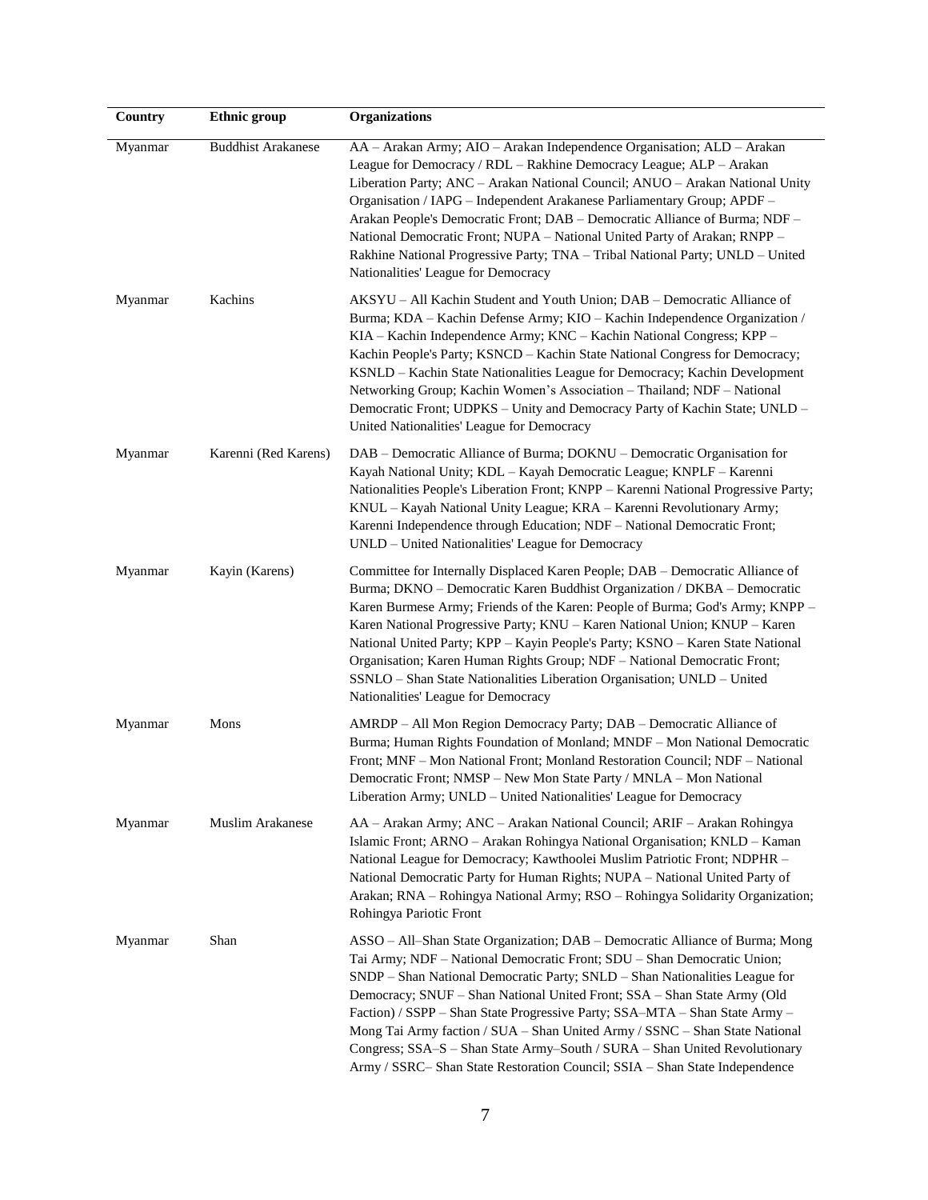| Country | Ethnic group | Organizations |
|---|---|---|
| Myanmar | Buddhist Arakanese | AA – Arakan Army; AIO – Arakan Independence Organisation; ALD – Arakan League for Democracy / RDL – Rakhine Democracy League; ALP – Arakan Liberation Party; ANC – Arakan National Council; ANUO – Arakan National Unity Organisation / IAPG – Independent Arakanese Parliamentary Group; APDF – Arakan People's Democratic Front; DAB – Democratic Alliance of Burma; NDF – National Democratic Front; NUPA – National United Party of Arakan; RNPP – Rakhine National Progressive Party; TNA – Tribal National Party; UNLD – United Nationalities' League for Democracy |
| Myanmar | Kachins | AKSYU – All Kachin Student and Youth Union; DAB – Democratic Alliance of Burma; KDA – Kachin Defense Army; KIO – Kachin Independence Organization / KIA – Kachin Independence Army; KNC – Kachin National Congress; KPP – Kachin People's Party; KSNCD – Kachin State National Congress for Democracy; KSNLD – Kachin State Nationalities League for Democracy; Kachin Development Networking Group; Kachin Women's Association – Thailand; NDF – National Democratic Front; UDPKS – Unity and Democracy Party of Kachin State; UNLD – United Nationalities' League for Democracy |
| Myanmar | Karenni (Red Karens) | DAB – Democratic Alliance of Burma; DOKNU – Democratic Organisation for Kayah National Unity; KDL – Kayah Democratic League; KNPLF – Karenni Nationalities People's Liberation Front; KNPP – Karenni National Progressive Party; KNUL – Kayah National Unity League; KRA – Karenni Revolutionary Army; Karenni Independence through Education; NDF – National Democratic Front; UNLD – United Nationalities' League for Democracy |
| Myanmar | Kayin (Karens) | Committee for Internally Displaced Karen People; DAB – Democratic Alliance of Burma; DKNO – Democratic Karen Buddhist Organization / DKBA – Democratic Karen Burmese Army; Friends of the Karen: People of Burma; God's Army; KNPP – Karen National Progressive Party; KNU – Karen National Union; KNUP – Karen National United Party; KPP – Kayin People's Party; KSNO – Karen State National Organisation; Karen Human Rights Group; NDF – National Democratic Front; SSNLO – Shan State Nationalities Liberation Organisation; UNLD – United Nationalities' League for Democracy |
| Myanmar | Mons | AMRDP – All Mon Region Democracy Party; DAB – Democratic Alliance of Burma; Human Rights Foundation of Monland; MNDF – Mon National Democratic Front; MNF – Mon National Front; Monland Restoration Council; NDF – National Democratic Front; NMSP – New Mon State Party / MNLA – Mon National Liberation Army; UNLD – United Nationalities' League for Democracy |
| Myanmar | Muslim Arakanese | AA – Arakan Army; ANC – Arakan National Council; ARIF – Arakan Rohingya Islamic Front; ARNO – Arakan Rohingya National Organisation; KNLD – Kaman National League for Democracy; Kawthoolei Muslim Patriotic Front; NDPHR – National Democratic Party for Human Rights; NUPA – National United Party of Arakan; RNA – Rohingya National Army; RSO – Rohingya Solidarity Organization; Rohingya Pariotic Front |
| Myanmar | Shan | ASSO – All–Shan State Organization; DAB – Democratic Alliance of Burma; Mong Tai Army; NDF – National Democratic Front; SDU – Shan Democratic Union; SNDP – Shan National Democratic Party; SNLD – Shan Nationalities League for Democracy; SNUF – Shan National United Front; SSA – Shan State Army (Old Faction) / SSPP – Shan State Progressive Party; SSA–MTA – Shan State Army – Mong Tai Army faction / SUA – Shan United Army / SSNC – Shan State National Congress; SSA–S – Shan State Army–South / SURA – Shan United Revolutionary Army / SSRC– Shan State Restoration Council; SSIA – Shan State Independence |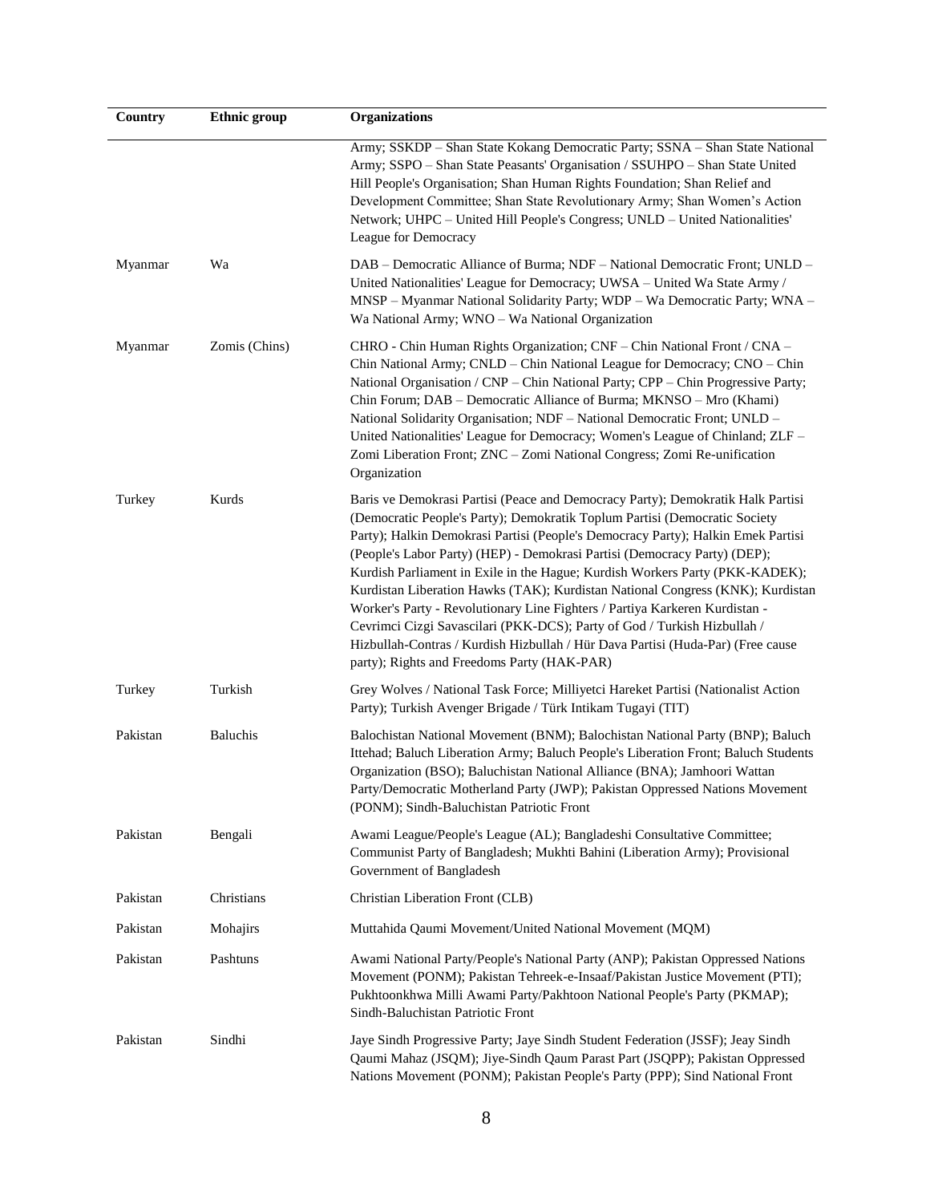| Country | Ethnic group | Organizations |
|---|---|---|
| | | Army; SSKDP – Shan State Kokang Democratic Party; SSNA – Shan State National Army; SSPO – Shan State Peasants' Organisation / SSUHPO – Shan State United Hill People's Organisation; Shan Human Rights Foundation; Shan Relief and Development Committee; Shan State Revolutionary Army; Shan Women's Action Network; UHPC – United Hill People's Congress; UNLD – United Nationalities' League for Democracy |
| Myanmar | Wa | DAB – Democratic Alliance of Burma; NDF – National Democratic Front; UNLD – United Nationalities' League for Democracy; UWSA – United Wa State Army / MNSP – Myanmar National Solidarity Party; WDP – Wa Democratic Party; WNA – Wa National Army; WNO – Wa National Organization |
| Myanmar | Zomis (Chins) | CHRO - Chin Human Rights Organization; CNF – Chin National Front / CNA – Chin National Army; CNLD – Chin National League for Democracy; CNO – Chin National Organisation / CNP – Chin National Party; CPP – Chin Progressive Party; Chin Forum; DAB – Democratic Alliance of Burma; MKNSO – Mro (Khami) National Solidarity Organisation; NDF – National Democratic Front; UNLD – United Nationalities' League for Democracy; Women's League of Chinland; ZLF – Zomi Liberation Front; ZNC – Zomi National Congress; Zomi Re-unification Organization |
| Turkey | Kurds | Baris ve Demokrasi Partisi (Peace and Democracy Party); Demokratik Halk Partisi (Democratic People's Party); Demokratik Toplum Partisi (Democratic Society Party); Halkin Demokrasi Partisi (People's Democracy Party); Halkin Emek Partisi (People's Labor Party) (HEP) - Demokrasi Partisi (Democracy Party) (DEP); Kurdish Parliament in Exile in the Hague; Kurdish Workers Party (PKK-KADEK); Kurdistan Liberation Hawks (TAK); Kurdistan National Congress (KNK); Kurdistan Worker's Party - Revolutionary Line Fighters / Partiya Karkeren Kurdistan - Cevrimci Cizgi Savascilari (PKK-DCS); Party of God / Turkish Hizbullah / Hizbullah-Contras / Kurdish Hizbullah / Hür Dava Partisi (Huda-Par) (Free cause party); Rights and Freedoms Party (HAK-PAR) |
| Turkey | Turkish | Grey Wolves / National Task Force; Milliyetci Hareket Partisi (Nationalist Action Party); Turkish Avenger Brigade / Türk Intikam Tugayi (TIT) |
| Pakistan | Baluchis | Balochistan National Movement (BNM); Balochistan National Party (BNP); Baluch Ittehad; Baluch Liberation Army; Baluch People's Liberation Front; Baluch Students Organization (BSO); Baluchistan National Alliance (BNA); Jamhoori Wattan Party/Democratic Motherland Party (JWP); Pakistan Oppressed Nations Movement (PONM); Sindh-Baluchistan Patriotic Front |
| Pakistan | Bengali | Awami League/People's League (AL); Bangladeshi Consultative Committee; Communist Party of Bangladesh; Mukhti Bahini (Liberation Army); Provisional Government of Bangladesh |
| Pakistan | Christians | Christian Liberation Front (CLB) |
| Pakistan | Mohajirs | Muttahida Qaumi Movement/United National Movement (MQM) |
| Pakistan | Pashtuns | Awami National Party/People's National Party (ANP); Pakistan Oppressed Nations Movement (PONM); Pakistan Tehreek-e-Insaaf/Pakistan Justice Movement (PTI); Pukhtoonkhwa Milli Awami Party/Pakhtoon National People's Party (PKMAP); Sindh-Baluchistan Patriotic Front |
| Pakistan | Sindhi | Jaye Sindh Progressive Party; Jaye Sindh Student Federation (JSSF); Jeay Sindh Qaumi Mahaz (JSQM); Jiye-Sindh Qaum Parast Part (JSQPP); Pakistan Oppressed Nations Movement (PONM); Pakistan People's Party (PPP); Sind National Front |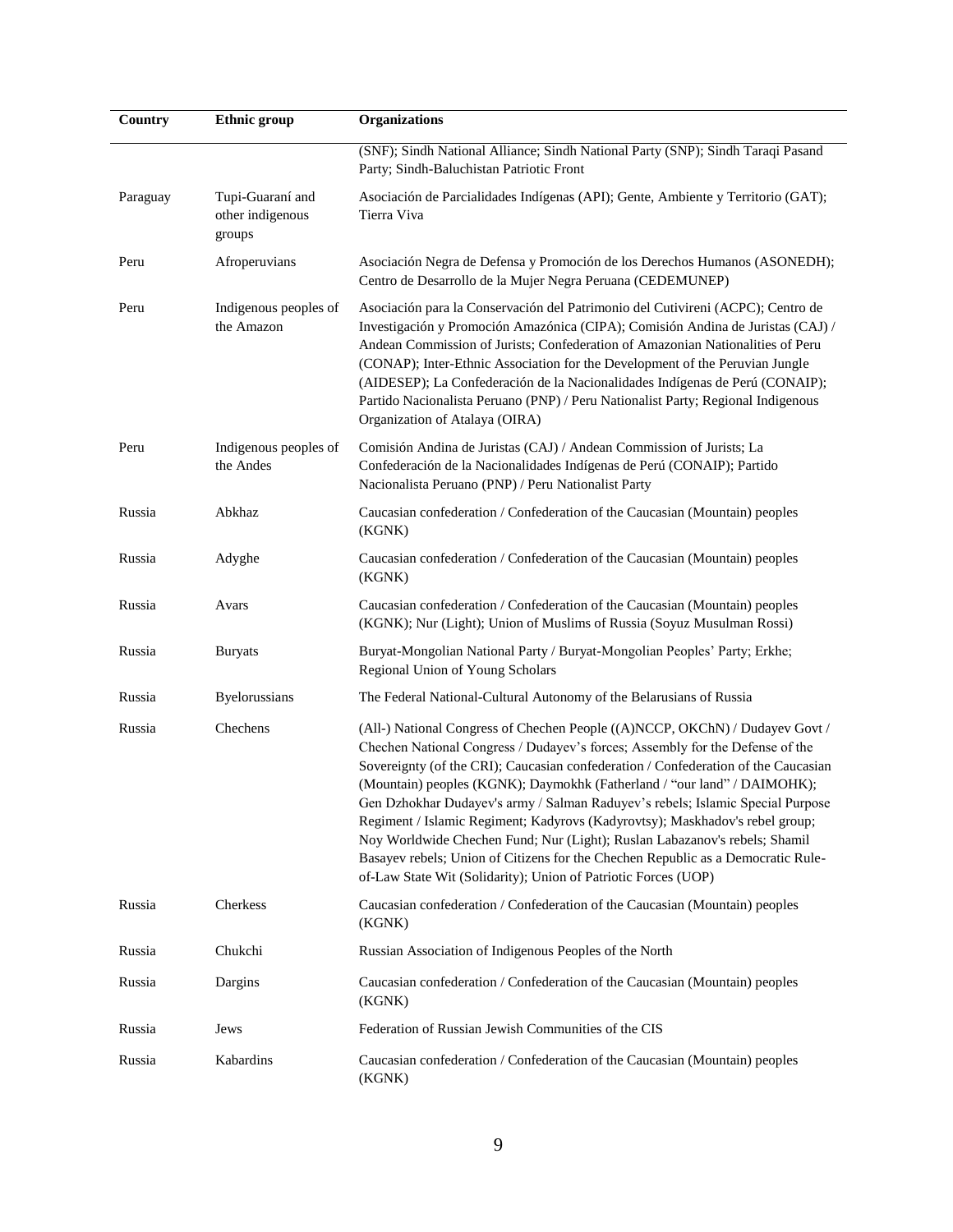| Country | Ethnic group | Organizations |
|---|---|---|
| | | (SNF); Sindh National Alliance; Sindh National Party (SNP); Sindh Taraqi Pasand Party; Sindh-Baluchistan Patriotic Front |
| Paraguay | Tupi-Guaraní and other indigenous groups | Asociación de Parcialidades Indígenas (API); Gente, Ambiente y Territorio (GAT); Tierra Viva |
| Peru | Afroperuvians | Asociación Negra de Defensa y Promoción de los Derechos Humanos (ASONEDH); Centro de Desarrollo de la Mujer Negra Peruana (CEDEMUNEP) |
| Peru | Indigenous peoples of the Amazon | Asociación para la Conservación del Patrimonio del Cutivireni (ACPC); Centro de Investigación y Promoción Amazónica (CIPA); Comisión Andina de Juristas (CAJ) / Andean Commission of Jurists; Confederation of Amazonian Nationalities of Peru (CONAP); Inter-Ethnic Association for the Development of the Peruvian Jungle (AIDESEP); La Confederación de la Nacionalidades Indígenas de Perú (CONAIP); Partido Nacionalista Peruano (PNP) / Peru Nationalist Party; Regional Indigenous Organization of Atalaya (OIRA) |
| Peru | Indigenous peoples of the Andes | Comisión Andina de Juristas (CAJ) / Andean Commission of Jurists; La Confederación de la Nacionalidades Indígenas de Perú (CONAIP); Partido Nacionalista Peruano (PNP) / Peru Nationalist Party |
| Russia | Abkhaz | Caucasian confederation / Confederation of the Caucasian (Mountain) peoples (KGNK) |
| Russia | Adyghe | Caucasian confederation / Confederation of the Caucasian (Mountain) peoples (KGNK) |
| Russia | Avars | Caucasian confederation / Confederation of the Caucasian (Mountain) peoples (KGNK); Nur (Light); Union of Muslims of Russia (Soyuz Musulman Rossi) |
| Russia | Buryats | Buryat-Mongolian National Party / Buryat-Mongolian Peoples' Party; Erkhe; Regional Union of Young Scholars |
| Russia | Byelorussians | The Federal National-Cultural Autonomy of the Belarusians of Russia |
| Russia | Chechens | (All-) National Congress of Chechen People ((A)NCCP, OKChN) / Dudayev Govt / Chechen National Congress / Dudayev's forces; Assembly for the Defense of the Sovereignty (of the CRI); Caucasian confederation / Confederation of the Caucasian (Mountain) peoples (KGNK); Daymokhk (Fatherland / "our land" / DAIMOHK); Gen Dzhokhar Dudayev's army / Salman Raduyev's rebels; Islamic Special Purpose Regiment / Islamic Regiment; Kadyrovs (Kadyrovtsy); Maskhadov's rebel group; Noy Worldwide Chechen Fund; Nur (Light); Ruslan Labazanov's rebels; Shamil Basayev rebels; Union of Citizens for the Chechen Republic as a Democratic Rule-of-Law State Wit (Solidarity); Union of Patriotic Forces (UOP) |
| Russia | Cherkess | Caucasian confederation / Confederation of the Caucasian (Mountain) peoples (KGNK) |
| Russia | Chukchi | Russian Association of Indigenous Peoples of the North |
| Russia | Dargins | Caucasian confederation / Confederation of the Caucasian (Mountain) peoples (KGNK) |
| Russia | Jews | Federation of Russian Jewish Communities of the CIS |
| Russia | Kabardins | Caucasian confederation / Confederation of the Caucasian (Mountain) peoples (KGNK) |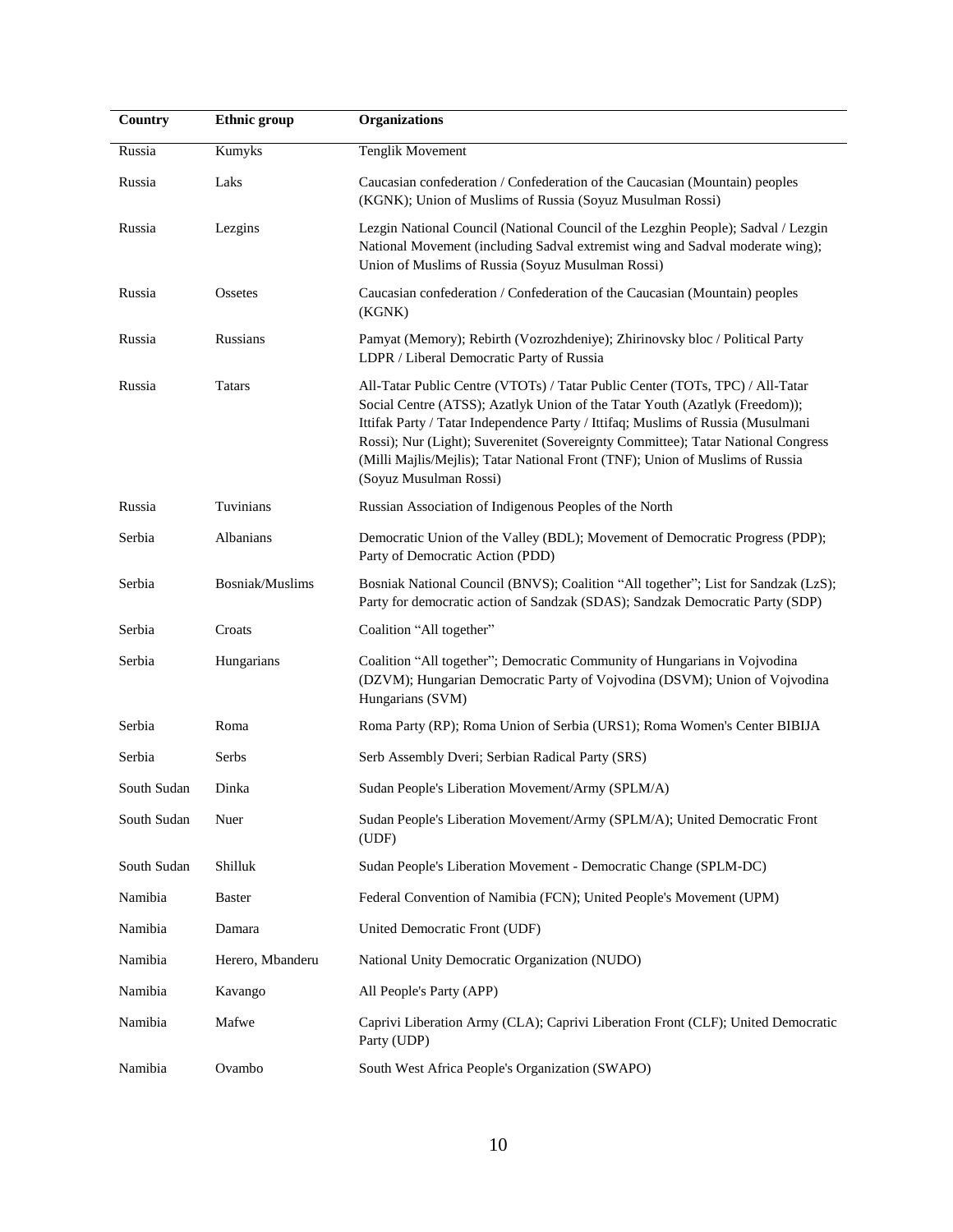| Country | Ethnic group | Organizations |
|---|---|---|
| Russia | Kumyks | Tenglik Movement |
| Russia | Laks | Caucasian confederation / Confederation of the Caucasian (Mountain) peoples (KGNK); Union of Muslims of Russia (Soyuz Musulman Rossi) |
| Russia | Lezgins | Lezgin National Council (National Council of the Lezghin People); Sadval / Lezgin National Movement (including Sadval extremist wing and Sadval moderate wing); Union of Muslims of Russia (Soyuz Musulman Rossi) |
| Russia | Ossetes | Caucasian confederation / Confederation of the Caucasian (Mountain) peoples (KGNK) |
| Russia | Russians | Pamyat (Memory); Rebirth (Vozrozhdeniye); Zhirinovsky bloc / Political Party LDPR / Liberal Democratic Party of Russia |
| Russia | Tatars | All-Tatar Public Centre (VTOTs) / Tatar Public Center (TOTs, TPC) / All-Tatar Social Centre (ATSS); Azatlyk Union of the Tatar Youth (Azatlyk (Freedom)); Ittifak Party / Tatar Independence Party / Ittifaq; Muslims of Russia (Musulmani Rossi); Nur (Light); Suverenitet (Sovereignty Committee); Tatar National Congress (Milli Majlis/Mejlis); Tatar National Front (TNF); Union of Muslims of Russia (Soyuz Musulman Rossi) |
| Russia | Tuvinians | Russian Association of Indigenous Peoples of the North |
| Serbia | Albanians | Democratic Union of the Valley (BDL); Movement of Democratic Progress (PDP); Party of Democratic Action (PDD) |
| Serbia | Bosniak/Muslims | Bosniak National Council (BNVS); Coalition "All together"; List for Sandzak (LzS); Party for democratic action of Sandzak (SDAS); Sandzak Democratic Party (SDP) |
| Serbia | Croats | Coalition "All together" |
| Serbia | Hungarians | Coalition "All together"; Democratic Community of Hungarians in Vojvodina (DZVM); Hungarian Democratic Party of Vojvodina (DSVM); Union of Vojvodina Hungarians (SVM) |
| Serbia | Roma | Roma Party (RP); Roma Union of Serbia (URS1); Roma Women's Center BIBIJA |
| Serbia | Serbs | Serb Assembly Dveri; Serbian Radical Party (SRS) |
| South Sudan | Dinka | Sudan People's Liberation Movement/Army (SPLM/A) |
| South Sudan | Nuer | Sudan People's Liberation Movement/Army (SPLM/A); United Democratic Front (UDF) |
| South Sudan | Shilluk | Sudan People's Liberation Movement - Democratic Change (SPLM-DC) |
| Namibia | Baster | Federal Convention of Namibia (FCN); United People's Movement (UPM) |
| Namibia | Damara | United Democratic Front (UDF) |
| Namibia | Herero, Mbanderu | National Unity Democratic Organization (NUDO) |
| Namibia | Kavango | All People's Party (APP) |
| Namibia | Mafwe | Caprivi Liberation Army (CLA); Caprivi Liberation Front (CLF); United Democratic Party (UDP) |
| Namibia | Ovambo | South West Africa People's Organization (SWAPO) |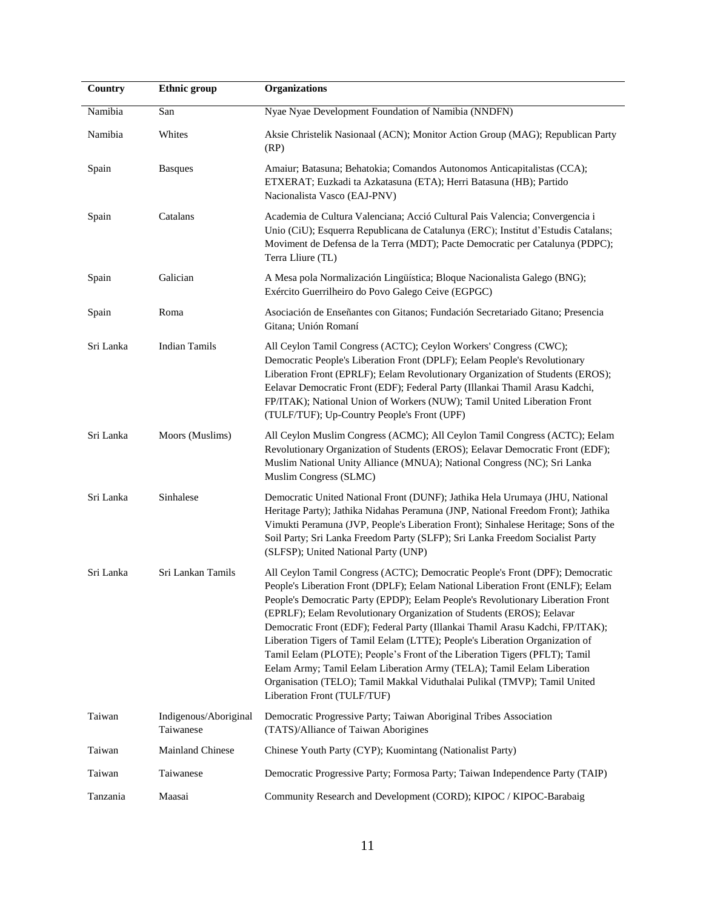| Country | Ethnic group | Organizations |
|---|---|---|
| Namibia | San | Nyae Nyae Development Foundation of Namibia (NNDFN) |
| Namibia | Whites | Aksie Christelik Nasionaal (ACN); Monitor Action Group (MAG); Republican Party (RP) |
| Spain | Basques | Amaiur; Batasuna; Behatokia; Comandos Autonomos Anticapitalistas (CCA); ETXERAT; Euzkadi ta Azkatasuna (ETA); Herri Batasuna (HB); Partido Nacionalista Vasco (EAJ-PNV) |
| Spain | Catalans | Academia de Cultura Valenciana; Acció Cultural Pais Valencia; Convergencia i Unio (CiU); Esquerra Republicana de Catalunya (ERC); Institut d'Estudis Catalans; Moviment de Defensa de la Terra (MDT); Pacte Democratic per Catalunya (PDPC); Terra Lliure (TL) |
| Spain | Galician | A Mesa pola Normalización Lingüística; Bloque Nacionalista Galego (BNG); Exército Guerrilheiro do Povo Galego Ceive (EGPGC) |
| Spain | Roma | Asociación de Enseñantes con Gitanos; Fundación Secretariado Gitano; Presencia Gitana; Unión Romaní |
| Sri Lanka | Indian Tamils | All Ceylon Tamil Congress (ACTC); Ceylon Workers' Congress (CWC); Democratic People's Liberation Front (DPLF); Eelam People's Revolutionary Liberation Front (EPRLF); Eelam Revolutionary Organization of Students (EROS); Eelavar Democratic Front (EDF); Federal Party (Illankai Thamil Arasu Kadchi, FP/ITAK); National Union of Workers (NUW); Tamil United Liberation Front (TULF/TUF); Up-Country People's Front (UPF) |
| Sri Lanka | Moors (Muslims) | All Ceylon Muslim Congress (ACMC); All Ceylon Tamil Congress (ACTC); Eelam Revolutionary Organization of Students (EROS); Eelavar Democratic Front (EDF); Muslim National Unity Alliance (MNUA); National Congress (NC); Sri Lanka Muslim Congress (SLMC) |
| Sri Lanka | Sinhalese | Democratic United National Front (DUNF); Jathika Hela Urumaya (JHU, National Heritage Party); Jathika Nidahas Peramuna (JNP, National Freedom Front); Jathika Vimukti Peramuna (JVP, People's Liberation Front); Sinhalese Heritage; Sons of the Soil Party; Sri Lanka Freedom Party (SLFP); Sri Lanka Freedom Socialist Party (SLFSP); United National Party (UNP) |
| Sri Lanka | Sri Lankan Tamils | All Ceylon Tamil Congress (ACTC); Democratic People's Front (DPF); Democratic People's Liberation Front (DPLF); Eelam National Liberation Front (ENLF); Eelam People's Democratic Party (EPDP); Eelam People's Revolutionary Liberation Front (EPRLF); Eelam Revolutionary Organization of Students (EROS); Eelavar Democratic Front (EDF); Federal Party (Illankai Thamil Arasu Kadchi, FP/ITAK); Liberation Tigers of Tamil Eelam (LTTE); People's Liberation Organization of Tamil Eelam (PLOTE); People's Front of the Liberation Tigers (PFLT); Tamil Eelam Army; Tamil Eelam Liberation Army (TELA); Tamil Eelam Liberation Organisation (TELO); Tamil Makkal Viduthalai Pulikal (TMVP); Tamil United Liberation Front (TULF/TUF) |
| Taiwan | Indigenous/Aboriginal Taiwanese | Democratic Progressive Party; Taiwan Aboriginal Tribes Association (TATS)/Alliance of Taiwan Aborigines |
| Taiwan | Mainland Chinese | Chinese Youth Party (CYP); Kuomintang (Nationalist Party) |
| Taiwan | Taiwanese | Democratic Progressive Party; Formosa Party; Taiwan Independence Party (TAIP) |
| Tanzania | Maasai | Community Research and Development (CORD); KIPOC / KIPOC-Barabaig |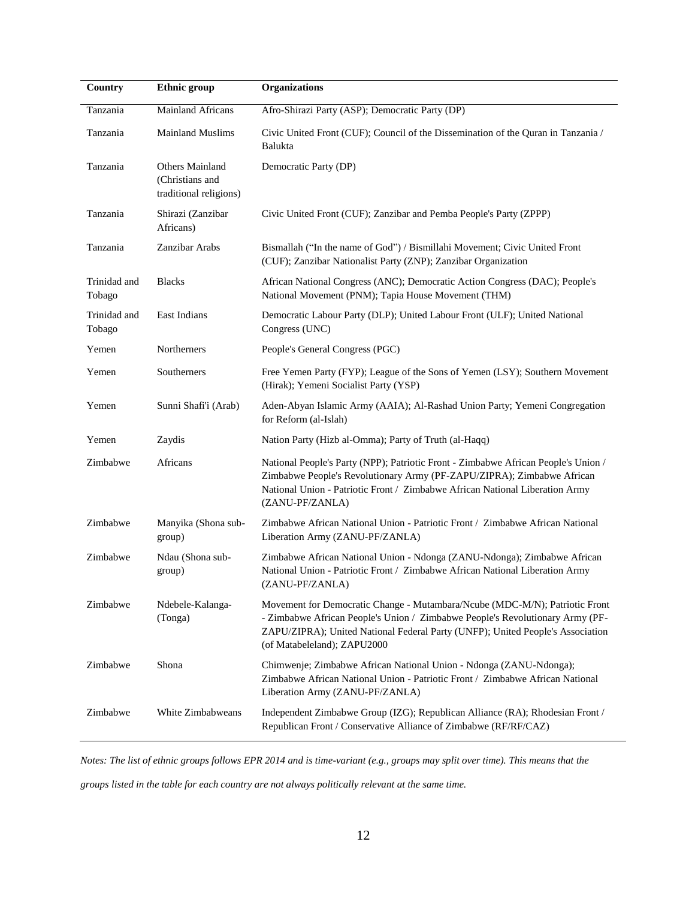| Country | Ethnic group | Organizations |
|---|---|---|
| Tanzania | Mainland Africans | Afro-Shirazi Party (ASP); Democratic Party (DP) |
| Tanzania | Mainland Muslims | Civic United Front (CUF); Council of the Dissemination of the Quran in Tanzania / Balukta |
| Tanzania | Others Mainland (Christians and traditional religions) | Democratic Party (DP) |
| Tanzania | Shirazi (Zanzibar Africans) | Civic United Front (CUF); Zanzibar and Pemba People's Party (ZPPP) |
| Tanzania | Zanzibar Arabs | Bismallah ("In the name of God") / Bismillahi Movement; Civic United Front (CUF); Zanzibar Nationalist Party (ZNP); Zanzibar Organization |
| Trinidad and Tobago | Blacks | African National Congress (ANC); Democratic Action Congress (DAC); People's National Movement (PNM); Tapia House Movement (THM) |
| Trinidad and Tobago | East Indians | Democratic Labour Party (DLP); United Labour Front (ULF); United National Congress (UNC) |
| Yemen | Northerners | People's General Congress (PGC) |
| Yemen | Southerners | Free Yemen Party (FYP); League of the Sons of Yemen (LSY); Southern Movement (Hirak); Yemeni Socialist Party (YSP) |
| Yemen | Sunni Shafi'i (Arab) | Aden-Abyan Islamic Army (AAIA); Al-Rashad Union Party; Yemeni Congregation for Reform (al-Islah) |
| Yemen | Zaydis | Nation Party (Hizb al-Omma); Party of Truth (al-Haqq) |
| Zimbabwe | Africans | National People's Party (NPP); Patriotic Front - Zimbabwe African People's Union / Zimbabwe People's Revolutionary Army (PF-ZAPU/ZIPRA); Zimbabwe African National Union - Patriotic Front / Zimbabwe African National Liberation Army (ZANU-PF/ZANLA) |
| Zimbabwe | Manyika (Shona sub-group) | Zimbabwe African National Union - Patriotic Front / Zimbabwe African National Liberation Army (ZANU-PF/ZANLA) |
| Zimbabwe | Ndau (Shona sub-group) | Zimbabwe African National Union - Ndonga (ZANU-Ndonga); Zimbabwe African National Union - Patriotic Front / Zimbabwe African National Liberation Army (ZANU-PF/ZANLA) |
| Zimbabwe | Ndebele-Kalanga-(Tonga) | Movement for Democratic Change - Mutambara/Ncube (MDC-M/N); Patriotic Front - Zimbabwe African People's Union / Zimbabwe People's Revolutionary Army (PF-ZAPU/ZIPRA); United National Federal Party (UNFP); United People's Association (of Matabeleland); ZAPU2000 |
| Zimbabwe | Shona | Chimwenje; Zimbabwe African National Union - Ndonga (ZANU-Ndonga); Zimbabwe African National Union - Patriotic Front / Zimbabwe African National Liberation Army (ZANU-PF/ZANLA) |
| Zimbabwe | White Zimbabweans | Independent Zimbabwe Group (IZG); Republican Alliance (RA); Rhodesian Front / Republican Front / Conservative Alliance of Zimbabwe (RF/RF/CAZ) |

*Notes: The list of ethnic groups follows EPR 2014 and is time-variant (e.g., groups may split over time). This means that the groups listed in the table for each country are not always politically relevant at the same time.*